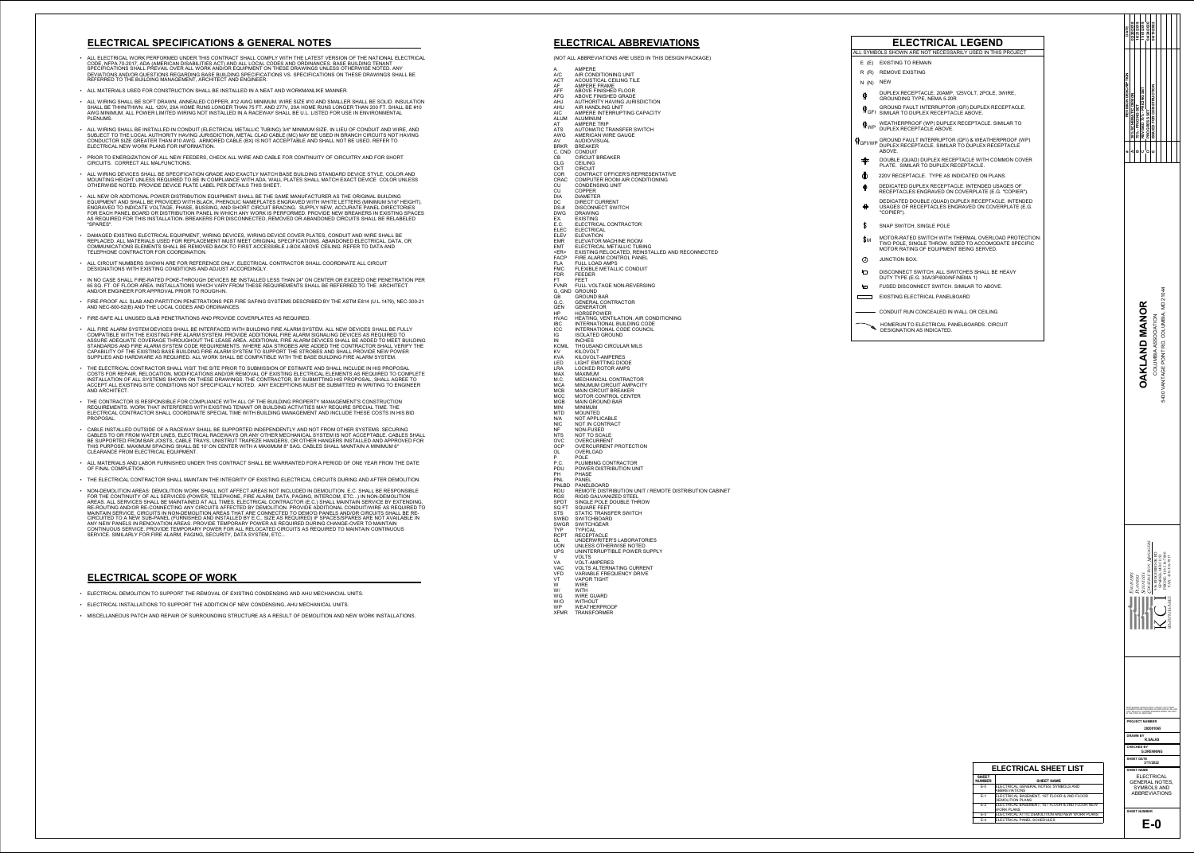# ELECTRICAL SPECIFICATIONS & GENERAL NOTES

- ALL ELECTRICAL WORK PERFORMED UNDER THIS CONTRACT SHALL COMPLY WITH THE LATEST VERSION OF THE NATIONAL ELECTRICAL CODE, NFPA 70-2017, ADA (AMERICAN DISABILITIES ACT) AND ALL LOCAL CODES AND ORDINANCES. BASE BUILDING TENANT SPECIFICATIONS SHALL PREVAIL OVER ALL WORK AND/OR EQUIPMENT ON THESE DRAWINGS UNLESS OTHERWISE NOTED. ANY DEVIATIONS AND/OR QUESTIONS REGARDING BASE BUILDING SPECIFICATIONS VS. SPECIFICATIONS ON THESE DRAWINGS SHALL BE REFERRED TO THE BUILDING MANAGEMENT, ARCHITECT AND ENGINEER.
- ALL MATERIALS USED FOR CONSTRUCTION SHALL BE INSTALLED IN A NEAT AND WORKMANLIKE MANNER.
- ALL WIRING SHALL BE SOFT DRAWN, ANNEALED COPPER, #12 AWG MINIMUM. WIRE SIZE #10 AND SMALLER SHALL BE SOLID. INSULATION SHALL BE THHN/THWN. ALL 120V, 20A HOME RUNS LONGER THAN 75 FT. AND 277V, 20A HOME RUNS LONGER THAN 200 FT. SHALL BE #10 AWG MINIMUM. ALL POWER LIMITED WIRING NOT INSTALLED IN A RACEWAY SHALL BE U.L. LISTED FOR USE IN ENVIRONMENTAL PLENUMS.
- ALL WIRING SHALL BE INSTALLED IN CONDUIT (ELECTRICAL METALLIC TUBING) 3/4" MINIMUM SIZE. IN LIEU OF CONDUIT AND WIRE, AND SUBJECT TO THE LOCAL AUTHORITY HAVING JURISDICTION, METAL CLAD CABLE (MC) MAY BE USED IN BRANCH CIRCUITS NOT HAVING CONDUCTOR SIZE GREATER THAN #10 AWG. ARMORED CABLE (BX) IS NOT ACCEPTABLE AND SHALL NOT BE USED. REFER TO ELECTRICAL NEW WORK PLANS FOR INFORMATION.
- PRIOR TO ENERGIZATION OF ALL NEW FEEDERS, CHECK ALL WIRE AND CABLE FOR CONTINUITY OF CIRCUITRY AND FOR SHORT CIRCUITS. CORRECT ALL MALFUNCTIONS.
- ALL WIRING DEVICES SHALL BE SPECIFICATION GRADE AND EXACTLY MATCH BASE BUILDING STANDARD DEVICE STYLE, COLOR AND MOUNTING HEIGHT UNLESS REQUIRED TO BE IN COMPLIANCE WITH ADA. WALL PLATES SHALL MATCH EXACT DEVICE COLOR UNLESS OTHERWISE NOTED. PROVIDE DEVICE PLATE LABEL PER DETAILS THIS SHEET.
- ALL NEW OR ADDITIONAL POWER DISTRIBUTION EQUIPMENT SHALL BE THE SAME MANUFACTURER AS THE ORIGINAL BUILDING EQUIPMENT AND SHALL BE PROVIDED WITH BLACK, PHENOLIC NAMEPLATES ENGRAVED WITH WHITE LETTERS (MINIMUM 5/16" HEIGHT) ENGRAVED TO INDICATE VOLTAGE, PHASE, BUSSING, AND SHORT CIRCUIT BRACING. SUPPLY NEW, ACCURATE PANEL DIRECTORIES FOR EACH PANEL BOARD OR DISTRIBUTION PANEL IN WHICH ANY WORK IS PERFORMED. PROVIDE NEW BREAKERS IN EXISTING SPACES AS REQUIRED FOR THIS INSTALLATION. BREAKERS FOR DISCONNECTED, REMOVED OR ABANDONED CIRCUITS SHALL BE RELABELED "SPARES".
- DAMAGED EXISTING ELECTRICAL EQUIPMENT, WIRING DEVICES, WIRING DEVICE COVER PLATES, CONDUIT AND WIRE SHALL BE REPLACED. ALL MATERIALS USED FOR REPLACEMENT MUST MEET ORIGINAL SPECIFICATIONS. ABANDONED ELECTRICAL, DATA, OR COMMUNICATIONS ELEMENTS SHALL BE REMOVED BACK TO FIRST ACCESSIBLE J-BOX ABOVE CEILING. REFER TO DATA AND TELEPHONE CONTRACTOR FOR COORDINATION.
- ALL CIRCUIT NUMBERS SHOWN ARE FOR REFERENCE ONLY. ELECTRICAL CONTRACTOR SHALL COORDINATE ALL CIRCUIT DESIGNATIONS WITH EXISTING CONDITIONS AND ADJUST ACCORDINGLY.
- IN NO CASE SHALL FIRE-RATED POKE-THROUGH DEVICES BE INSTALLED LESS THAN 24" ON CENTER OR EXCEED ONE PENETRATION PER 65 SQ. FT. OF FLOOR AREA. INSTALLATIONS WHICH VARY FROM THESE REQUIREMENTS SHALL BE REFERRED TO THE ARCHITECT AND/OR ENGINEER FOR APPROVAL PRIOR TO ROUGH-IN.
- FIRE-PROOF ALL SLAB AND PARTITION PENETRATIONS PER FIRE SAFING SYSTEMS DESCRIBED BY THE ASTM E814 (U.L.1479), NEC-300-21 AND NEC-800-52(B) AND THE LOCAL CODES AND ORDINANCES.
- FIRE-SAFE ALL UNUSED SLAB PENETRATIONS AND PROVIDE COVERPLATES AS REQUIRED.
- ALL FIRE ALARM SYSTEM DEVICES SHALL BE INTERFACED WITH BUILDING FIRE ALARM SYSTEM. ALL NEW DEVICES SHALL BE FULLY COMPATIBLE WITH THE EXISTING FIRE ALARM SYSTEM. PROVIDE ADDITIONAL FIRE ALARM SIGNALING DEVICES AS REQUIRED TO ASSURE ADEQUATE COVERAGE THROUGHOUT THE LEASE AREA. ADDITIONAL FIRE ALARM DEVICES SHALL BE ADDED TO MEET BUILDING STANDARDS AND FIRE ALARM SYSTEM CODE REQUIREMENTS. WHERE ADA STROBES ARE ADDED THE CONTRACTOR SHALL VERIFY THE CAPABILITY OF THE EXISTING BASE BUILDING FIRE ALARM SYSTEM TO SUPPORT THE STROBES AND SHALL PROVIDE NEW POWER SUPPLIES AND HARDWARE AS REQUIRED. ALL WORK SHALL BE COMPATIBLE WITH THE BASE BUILDING FIRE ALARM SYSTEM.
- THE ELECTRICAL CONTRACTOR SHALL VISIT THE SITE PRIOR TO SUBMISSION OF ESTIMATE AND SHALL INCLUDE IN HIS PROPOSAL COSTS FOR REPAIR, RELOCATION, MODIFICATIONS AND/OR REMOVAL OF EXISTING ELECTRICAL ELEMENTS AS REQUIRED TO COMPLETE INSTALLATION OF ALL SYSTEMS SHOWN ON THESE DRAWINGS. THE CONTRACTOR, BY SUBMITTING HIS PROPOSAL, SHALL AGREE TO ACCEPT ALL EXISTING SITE CONDITIONS NOT SPECIFICALLY NOTED. ANY EXCEPTIONS MUST BE SUBMITTED IN WRITING TO ENGINEER AND ARCHITECT.
- THE CONTRACTOR IS RESPONSIBLE FOR COMPLIANCE WITH ALL OF THE BUILDING PROPERTY MANAGEMENT'S CONSTRUCTION REQUIREMENTS. WORK THAT INTERFERES WITH EXISTING TENANT OR BUILDING ACTIVITIES MAY REQUIRE SPECIAL TIME. THE ELECTRICAL CONTRACTOR SHALL COORDINATE SPECIAL TIME WITH BUILDING MANAGEMENT AND INCLUDE THESE COSTS IN HIS BID PROPOSAL.
- CABLE INSTALLED OUTSIDE OF A RACEWAY SHALL BE SUPPORTED INDEPENDENTLY AND NOT FROM OTHER SYSTEMS. SECURING CABLES TO OR FROM WATER LINES, ELECTRICAL RACEWAYS OR ANY OTHER MECHANICAL SYSTEM IS NOT ACCEPTABLE. CABLES SHALL BE SUPPORTED FROM BAR JOISTS, CABLE TRAYS, UNISTRUT TRAPEZE HANGERS, OR OTHER HANGERS INSTALLED AND APPROVED FOR THIS PURPOSE. MAXIMUM SPACING SHALL BE 10' ON CENTER WITH A MAXIMUM 8" SAG. CABLES SHALL MAINTAIN A MINIMUM 6" CLEARANCE FROM ELECTRICAL EQUIPMENT.
- ALL MATERIALS AND LABOR FURNISHED UNDER THIS CONTRACT SHALL BE WARRANTED FOR A PERIOD OF ONE YEAR FROM THE DATE OF FINAL COMPLETION.
- THE ELECTRICAL CONTRACTOR SHALL MAINTAIN THE INTEGRITY OF EXISTING ELECTRICAL CIRCUITS DURING AND AFTER DEMOLITION.
- NON-DEMOLITION AREAS: DEMOLITION WORK SHALL NOT AFFECT AREAS NOT INCLUDED IN DEMOLITION. E.C. SHALL BE RESPONSIBLE FOR THE CONTINUITY OF ALL SERVICES (POWER, TELEPHONE, FIRE ALARM, DATA, PAGING, INTERCOM, ETC...) IN NON-DEMOLITION AREAS. ALL SERVICES SHALL BE MAINTAINED AT ALL TIMES. ELECTRICAL CONTRACTOR (E.C.) SHALL MAINTAIN SERVICE BY EXTENDING, RE-ROUTING AND/OR RE-CONNECTING ANY CIRCUITS AFFECTED BY DEMOLITION. PROVIDE ADDITIONAL CONDUIT/WIRE AS REQUIRED TO MAINTAIN SERVICE. CIRCUITS IN NON-DEMOLITION AREAS THAT ARE CONNECTED TO DEMO'D PANELS AND/OR CIRCUITS SHALL BE RE-CIRCUITED TO A NEW SUB-PANEL (FURNISHED AND INSTALLED BY E.C., SIZE AS REQUIRED) IF SPACES/SPARES ARE NOT AVAILABLE IN ANY NEW PANELS IN RENOVATION AREAS. PROVIDE TEMPORARY POWER AS REQUIRED DURING CHANGE-OVER TO MAINTAIN CONTINUOUS SERVICE. PROVIDE TEMPORARY POWER FOR ALL RELOCATED CIRCUITS AS REQUIRED TO MAINTAIN CONTINUOUS SERVICE. SIMILARLY FOR FIRE ALARM, PAGING, SECURITY, DATA SYSTEM, ETC...

# ELECTRICAL SCOPE OF WORK

- ELECTRICAL DEMOLITION TO SUPPORT THE REMOVAL OF EXISTING CONDENSING AND AHU MECHANICAL UNITS.
- ELECTRICAL INSTALLATIONS TO SUPPORT THE ADDITION OF NEW CONDENSING, AHU MECHANICAL UNITS.
- MISCELLANEOUS PATCH AND REPAIR OF SURROUNDING STRUCTURE AS A RESULT OF DEMOLITION AND NEW WORK INSTALLATIONS.

# ELECTRICAL ABBREVIATIONS

(NOT ALL ABBREVIATIONS ARE USED IN THIS DESIGN PACKAGE)

| | |
|---|---|
| A | AMPERE |
| A/C | AIR CONDITIONING UNIT |
| ACT | ACOUSTICAL CEILING TILE |
| AF | AMPERE FRAME |
| AFF | ABOVE FINISHED FLOOR |
| AFG | ABOVE FINISHED GRADE |
| AHJ | AUTHORITY HAVING JURISDICTION |
| AHU | AIR HANDLING UNIT |
| AIC | AMPERE INTERRUPTING CAPACITY |
| ALUM | ALUMINUM |
| AT | AMPERE TRIP |
| ATS | AUTOMATIC TRANSFER SWITCH |
| AWG | AMERICAN WIRE GAUGE |
| AV | AUDIO/VISUAL |
| BRKR | BREAKER |
| C, CND | CONDUIT |
| CB | CIRCUIT BREAKER |
| CLG | CEILING |
| CKT | CIRCUIT |
| COR | CONTRACT OFFICER'S REPRESENTATIVE |
| CRAC | COMPUTER ROOM AIR CONDITIONING |
| CU | CONDENSING UNIT |
| CU | COPPER |
| DIA | DIAMETER |
| DC | DIRECT CURRENT |
| DS-# | DISCONNECT SWITCH |
| DWG | DRAWING |
| EX. | EXISTING |
| E.C. | ELECTRICAL CONTRACTOR |
| ELEC | ELECTRICAL |
| ELEV | ELEVATION |
| EMR | ELEVATOR MACHINE ROOM |
| EMT | ELECTRICAL METALLIC TUBING |
| <ER> | EXISTING RELOCATED, REINSTALLED AND RECONNECTED |
| FACP | FIRE ALARM CONTROL PANEL |
| FLA | FULL LOAD AMPS |
| FMC | FLEXIBLE METALLIC CONDUIT |
| FDR | FEEDER |
| FT | FEET |
| FVNR | FULL VOLTAGE NON-REVERSING |
| G, GND | GROUND |
| GB | GROUND BAR |
| G.C. | GENERAL CONTRACTOR |
| GEN | GENERATOR |
| HP | HORSEPOWER |
| HVAC | HEATING, VENTILATION, AIR CONDITIONING |
| IBC | INTERNATIONAL BUILDING CODE |
| ICC | INTERNATIONAL CODE COUNCIL |
| IG | ISOLATED GROUND |
| IN | INCHES |
| KCMIL | THOUSAND CIRCULAR MILS |
| KV | KILOVOLT |
| KVA | KILOVOLT-AMPERES |
| LED | LIGHT EMITTING DIODE |
| LRA | LOCKED ROTOR AMPS |
| MAX | MAXIMUM |
| M.C. | MECHANICAL CONTRACTOR |
| MCA | MINUMUM CIRCUIT AMPACITY |
| MCB | MAIN CIRCUIT BREAKER |
| MCC | MOTOR CONTROL CENTER |
| MGB | MAIN GROUND BAR |
| MIN | MINIMUM |
| MTD | MOUNTED |
| N/A | NOT APPLICABLE |
| NIC | NOT IN CONTRACT |
| NF | NON-FUSED |
| NTS | NOT TO SCALE |
| OVC | OVERCURRENT |
| OCP | OVERCURRENT PROTECTION |
| OL | OVERLOAD |
| P | POLE |
| P.C. | PLUMBING CONTRACTOR |
| PDU | POWER DISTRIBUTION UNIT |
| PH | PHASE |
| PNL | PANEL |
| PNLBD | PANELBOARD |
| RDU | REMOTE DISTRIBUTION UNIT / REMOTE DISTRIBUTION CABINET |
| RGS | RIGID GALVANIZED STEEL |
| SPDT | SINGLE POLE DOUBLE THROW |
| SQ.FT | SQUARE FEET |
| STS | STATIC TRANSFER SWITCH |
| SWBD | SWITCHBOARD |
| SWGR | SWITCHGEAR |
| TYP | TYPICAL |
| RCPT | RECEPTACLE |
| UL | UNDERWRITER'S LABORATORIES |
| UON | UNLESS OTHERWISE NOTED |
| UPS | UNINTERRUPTIBLE POWER SUPPLY |
| V | VOLTS |
| VA | VOLT-AMPERES |
| VAC | VOLTS ALTERNATING CURRENT |
| VFD | VARIABLE FREQUENCY DRIVE |
| VT | VAPOR TIGHT |
| W | WIRE |
| W/ | WITH |
| WG | WIRE GUARD |
| W/O | WITHOUT |
| WP | WEATHERPROOF |
| XFMR | TRANSFORMER |

# ELECTRICAL LEGEND

ALL SYMBOLS SHOWN ARE NOT NECESSARILY USED IN THIS PROJECT

| | |
|---|---|
| E (E) | EXISTING TO REMAIN |
| R (R) | REMOVE EXISTING |
| N (N) | NEW |
| | DUPLEX RECEPTACLE, 20AMP, 125VOLT, 2POLE, 3WIRE, GROUNDING TYPE, NEMA 5-20R |
| GFI | GROUND FAULT INTERRUPTOR (GFI) DUPLEX RECEPTACLE. SIMILAR TO DUPLEX RECEPTACLE ABOVE. |
| WP | WEATHERPROOF (WP) DUPLEX RECEPTACLE. SIMILAR TO DUPLEX RECEPTACLE ABOVE. |
| GFI/WP | GROUND FAULT INTERRUPTOR (GFI) & WEATHERPROOF (WP) DUPLEX RECEPTACLE. SIMILAR TO DUPLEX RECEPTACLE ABOVE. |
| | DOUBLE (QUAD) DUPLEX RECEPTACLE WITH COMMON COVER PLATE. SIMILAR TO DUPLEX RECEPTACLE. |
| | 220V RECEPTACLE. TYPE AS INDICATED ON PLANS. |
| | DEDICATED DUPLEX RECEPTACLE. INTENDED USAGES OF RECEPTACLES ENGRAVED ON COVERPLATE (E.G. "COPIER"). |
| | DEDICATED DOUBLE (QUAD) DUPLEX RECEPTACLE. INTENDED USAGES OF RECEPTACLES ENGRAVED ON COVERPLATE (E.G. "COPIER"). |
| $ | SNAP SWITCH, SINGLE POLE |
| $M | MOTOR-RATED SWITCH WITH THERMAL OVERLOAD PROTECTION. TWO POLE, SINGLE THROW. SIZED TO ACCOMODATE SPECIFIC MOTOR RATING OF EQUIPMENT BEING SERVED. |
| J | JUNCTION BOX. |
| | DISCONNECT SWITCH. ALL SWITCHES SHALL BE HEAVY DUTY TYPE (E.G. 30A/3P/600/NF/NEMA 1) |
| | FUSED DISCONNECT SWITCH. SIMILAR TO ABOVE. |
| | EXISTING ELECTRICAL PANELBOARD |
| | CONDUIT RUN CONCEALED IN WALL OR CEILING |
| | HOMERUN TO ELECTRICAL PANELBOARDS. CIRCUIT DESIGNATION AS INDICATED. |

# ELECTRICAL SHEET LIST

| SHEET NUMBER | SHEET NAME |
|---|---|
| E-0 | ELECTRICAL GENERAL NOTES, SYMBOLS AND ABBREVIATIONS |
| E-1 | ELECTRICAL BASEMENT, 1ST FLOOR & 2ND FLOOR DEMOLITION PLANS |
| E-2 | ELECTRICAL BASEMENT, 1ST FLOOR & 2ND FLOOR NEW WORK PLANS |
| E-3 | ELECTRICAL ATTIC DEMOLITION AND NEW WORK PLANS |
| E-4 | ELECTRICAL PANEL SCHEDULES |

**OAKLAND MANOR**
COLUMBIA ASSOCIATION
5430 VANTAGE POINT RD, COLUMBIA, MD 21044

PROJECT NUMBER: 20201045
DRAWN BY: R.SALAS
CHECKED BY: S.DRENNING
SHEET DATE: 3/11/2022
SHEET NAME: ELECTRICAL GENERAL NOTES, SYMBOLS AND ABBREVIATIONS
SHEET NUMBER: E-0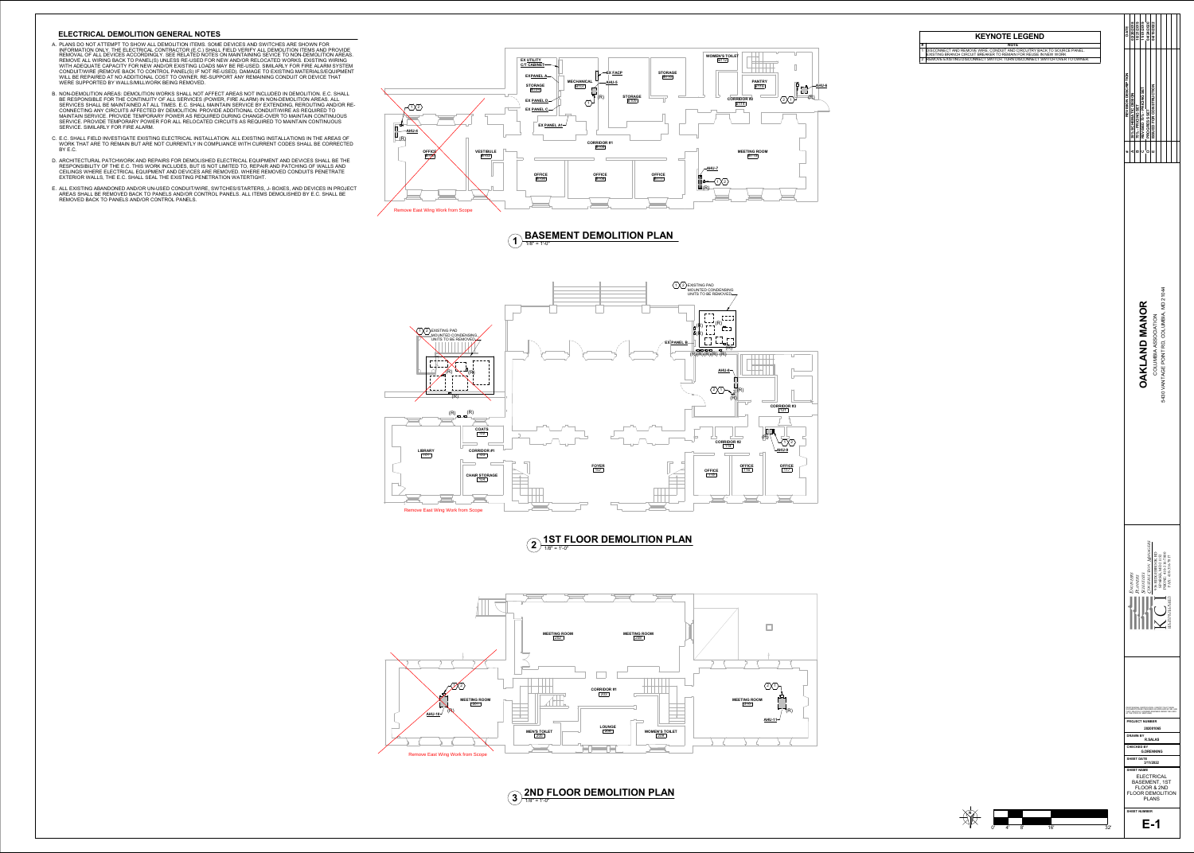## ELECTRICAL DEMOLITION GENERAL NOTES

A. PLANS DO NOT ATTEMPT TO SHOW ALL DEMOLITION ITEMS. SOME DEVICES AND SWITCHES ARE SHOWN FOR INFORMATION ONLY. THE ELECTRICAL CONTRACTOR (E.C.) SHALL FIELD VERIFY ALL DEMOLITION ITEMS AND PROVIDE REMOVAL OF ALL DEVICES ACCORDINGLY. SEE RELATED NOTES ON MAINTAINING SEVICE TO NON-DEMOLITION AREAS. REMOVE ALL WIRING BACK TO PANEL(S) UNLESS RE-USED FOR NEW AND/OR RELOCATED WORKS. EXISTING WIRING WITH ADEQUATE CAPACITY FOR NEW AND/OR EXISTING LOADS MAY BE RE-USED. SIMILARLY FOR FIRE ALARM SYSTEM CONDUIT/WIRE (REMOVE BACK TO CONTROL PANEL(S) IF NOT RE-USED). DAMAGE TO EXISTING MATERIALS/EQUIPMENT WILL BE REPAIRED AT NO ADDITIONAL COST TO OWNER. RE-SUPPORT ANY REMAINING CONDUIT OR DEVICE THAT WERE SUPPORTED BY WALLS/MILLWORK BEING REMOVED.

B. NON-DEMOLITION AREAS: DEMOLITION WORKS SHALL NOT AFFECT AREAS NOT INCLUDED IN DEMOLITION. E.C. SHALL BE RESPONSIBLE FOR THE CONTINUITY OF ALL SERVICES (POWER, FIRE ALARM) IN NON-DEMOLITION AREAS. ALL SERVICES SHALL BE MAINTAINED AT ALL TIMES. E.C. SHALL MAINTAIN SERVICE BY EXTENDING, REROUTING AND/OR RE-CONNECTING ANY CIRCUITS AFFECTED BY DEMOLITION. PROVIDE ADDITIONAL CONDUIT/WIRE AS REQUIRED TO MAINTAIN SERVICE. PROVIDE TEMPORARY POWER AS REQUIRED DURING CHANGE-OVER TO MAINTAIN CONTINUOUS SERVICE. PROVIDE TEMPORARY POWER FOR ALL RELOCATED CIRCUITS AS REQUIRED TO MAINTAIN CONTINUOUS SERVICE. SIMILARLY FOR FIRE ALARM.

C. E.C. SHALL FIELD INVESTIGATE EXISTING ELECTRICAL INSTALLATION. ALL EXISTING INSTALLATIONS IN THE AREAS OF WORK THAT ARE TO REMAIN BUT ARE NOT CURRENTLY IN COMPLIANCE WITH CURRENT CODES SHALL BE CORRECTED BY E.C.

D. ARCHITECTURAL PATCHWORK AND REPAIRS FOR DEMOLISHED ELECTRICAL EQUIPMENT AND DEVICES SHALL BE THE RESPONSIBILITY OF THE E.C. THIS WORK INCLUDES, BUT IS NOT LIMITED TO, REPAIR AND PATCHING OF WALLS AND CEILINGS WHERE ELECTRICAL EQUIPMENT AND DEVICES ARE REMOVED. WHERE REMOVED CONDUITS PENETRATE EXTERIOR WALLS, THE E.C. SHALL SEAL THE EXISTING PENETRATION WATERTIGHT.

E. ALL EXISTING ABANDONED AND/OR UN-USED CONDUIT/WIRE, SWTCHES/STARTERS, J- BOXES, AND DEVICES IN PROJECT AREAS SHALL BE REMOVED BACK TO PANELS AND/OR CONTROL PANELS. ALL ITEMS DEMOLISHED BY E.C. SHALL BE REMOVED BACK TO PANELS AND/OR CONTROL PANELS.

## KEYNOTE LEGEND

| # | NOTE |
|---|---|
| 1 | DISCONNECT AND REMOVE WIRE, CONDUIT AND CIRCUITRY BACK TO SOURCE PANEL. EXISTING BRANCH CIRCUIT BREAKER TO REMAIN FOR REUSE IN NEW WORK. |
| 2 | REMOVE EXISTING DISCONNECT SWITCH. TURN DISCONNECT SWITCH OVER TO OWNER. |

## 1 BASEMENT DEMOLITION PLAN
1/8" = 1'-0"

EX UTILITY C/T CABINET; EX PANEL A; STORAGE; MECHANICAL; AHU-5; EX FACP; STORAGE; STORAGE; WOMEN'S TOILET; PANTRY; CORRIDOR #2; AHU-6; EX PANEL D; EX PANEL C; EX PANEL A1; CORRIDOR #1; AHU-4; OFFICE; VESTIBULE; OFFICE; OFFICE; OFFICE; MEETING ROOM; AHU-7; (R)

Remove East Wing Work from Scope

## 2 1ST FLOOR DEMOLITION PLAN
1/8" = 1'-0"

EXISTING PAD MOUNTED CONDENSING UNITS TO BE REMOVED; EX PANEL B; AHU-8; CORRIDOR #3; CORRIDOR #2; AHU-9; COATS; LIBRARY; CORRIDOR #1; CHAIR STORAGE; FOYER; OFFICE; OFFICE; OFFICE; (R)

Remove East Wing Work from Scope

## 3 2ND FLOOR DEMOLITION PLAN
1/8" = 1'-0"

MEETING ROOM; MEETING ROOM; CORRIDOR #1; MEETING ROOM; MEETING ROOM; AHU-10; AHU-11; MEN'S TOILET; LOUNGE; WOMEN'S TOILET; (R)

Remove East Wing Work from Scope

| # | REVISION DESCRIPTION | DATE |
|---|---|---|
| A | 30% SCHEMATIC DESIGN | |
| B | 75% PRICING SET | |
| C | REVISED 75% PRICING SET | |
| D | PROGRESS SET | |
| E | ISSUED FOR CONSTRUCTION | |

**OAKLAND MANOR**
COLUMBIA ASSOCIATION
5430 VANTAGE POINT RD, COLUMBIA, MD 21044

KCI — ENGINEERS, PLANNERS, SCIENTISTS, CONSTRUCTION MANAGERS

PROJECT NUMBER: 282001045
DRAWN BY: R.SALKE
CHECKED BY: S.DRENNING
SHEET DATE: 3/11/2022
SHEET NAME: ELECTRICAL BASEMENT, 1ST FLOOR & 2ND FLOOR DEMOLITION PLANS
SHEET NUMBER: E-1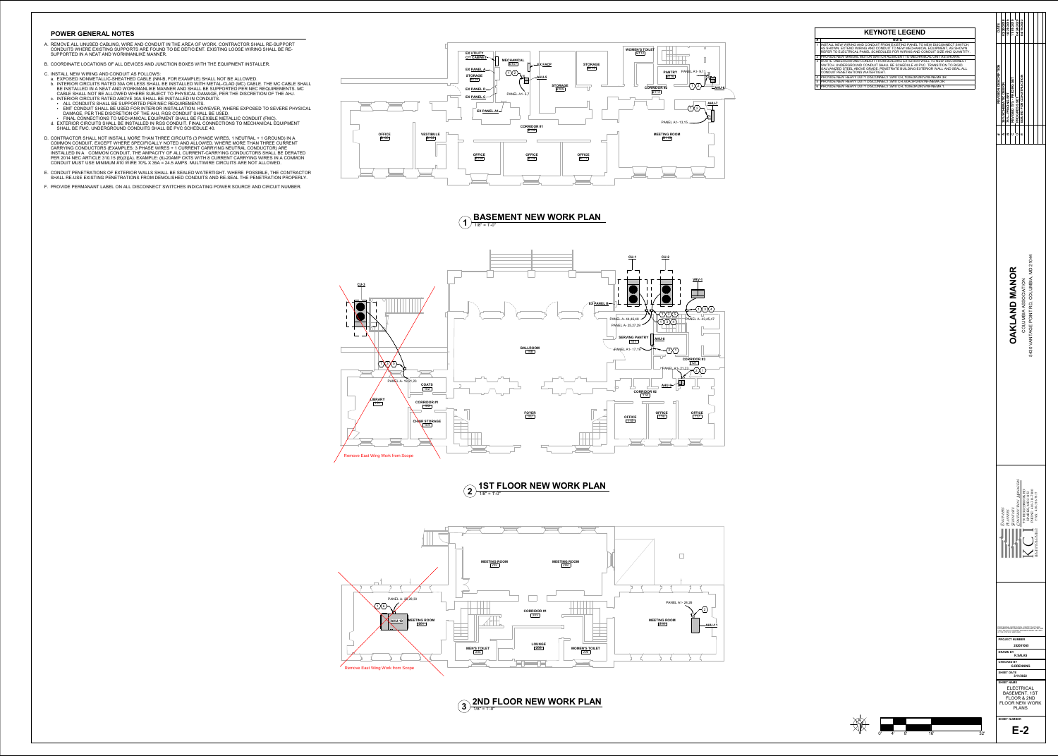## POWER GENERAL NOTES

A. REMOVE ALL UNUSED CABLING, WIRE AND CONDUIT IN THE AREA OF WORK. CONTRACTOR SHALL RE-SUPPORT CONDUITS WHERE EXISTING SUPPORTS ARE FOUND TO BE DEFICIENT. EXISTING LOOSE WIRING SHALL BE RE-SUPPORTED IN A NEAT AND WORKMANLIKE MANNER.

B. COORDINATE LOCATIONS OF ALL DEVICES AND JUNCTION BOXES WITH THE EQUIPMENT INSTALLER.

C. INSTALL NEW WIRING AND CONDUIT AS FOLLOWS:
   a. EXPOSED NONMETALLIC-SHEATHED CABLE (NM-B, FOR EXAMPLE) SHALL NOT BE ALLOWED.
   b. INTERIOR CIRCUITS RATED 30A OR LESS SHALL BE INSTALLED WITH METAL-CLAD (MC) CABLE. THE MC CABLE SHALL BE INSTALLED IN A NEAT AND WORKMANLIKE MANNER AND SHALL BE SUPPORTED PER NEC REQUIREMENTS. MC CABLE SHALL NOT BE ALLOWED WHERE SUBJECT TO PHYSICAL DAMAGE, PER THE DISCRETION OF THE AHJ.
   c. INTERIOR CIRCUITS RATED ABOVE 30A SHALL BE INSTALLED IN CONDUITS.
      - ALL CONDUITS SHALL BE SUPPORTED PER NEC REQUIREMENTS.
      - EMT CONDUIT SHALL BE USED FOR INTERIOR INSTALLATION. HOWEVER, WHERE EXPOSED TO SEVERE PHYSICAL DAMAGE, PER THE DISCRETION OF THE AHJ, RGS CONDUIT SHALL BE USED.
      - FINAL CONNECTIONS TO MECHANICAL EQUIPMENT SHALL BE FLEXIBLE METALLIC CONDUIT (FMC).
   d. EXTERIOR CIRCUITS SHALL BE INSTALLED IN RGS CONDUIT. FINAL CONNECTIONS TO MECHANICAL EQUIPMENT SHALL BE FMC. UNDERGROUND CONDUITS SHALL BE PVC SCHEDULE 40.

D. CONTRACTOR SHALL NOT INSTALL MORE THAN THREE CIRCUITS (3 PHASE WIRES, 1 NEUTRAL + 1 GROUND) IN A COMMON CONDUIT, EXCEPT WHERE SPECIFICALLY NOTED AND ALLOWED. WHERE MORE THAN THREE CURRENT CARRYING CONDUCTORS (EXAMPLES: 3 PHASE WIRES + 1 CURRENT CARRYING NEUTRAL CONDUCTOR) ARE INSTALLED IN A COMMON CONDUIT, THE AMPACITY OF ALL CURRENT-CARRYING CONDUCTORS SHALL BE DERATED PER 2014 NEC ARTICLE 310.15 (B)(3)(A). EXAMPLE: (6)-20AMP CKTS WITH 8 CURRENT CARRYING WIRES IN A COMMON CONDUIT MUST USE MINIMUM #10 WIRE 70% X 35A = 24.5 AMPS. MULTIWIRE CIRCUITS ARE NOT ALLOWED.

E. CONDUIT PENETRATIONS OF EXTERIOR WALLS SHALL BE SEALED WATERTIGHT. WHERE POSSIBLE, THE CONTRACTOR SHALL RE-USE EXISTING PENETRATIONS FROM DEMOLISHED CONDUITS AND RE-SEAL THE PENETRATION PROPERLY.

F. PROVIDE PERMANANT LABEL ON ALL DISCONNECT SWITCHES INDICATING POWER SOURCE AND CIRCUIT NUMBER.

## KEYNOTE LEGEND

| # | NOTE |
|---|---|
| 1 | INSTALL NEW WIRING AND CONDUIT FROM EXISTING PANEL TO NEW DISCONNECT SWITCH, AS SHOWN. EXTEND WIRING AND CONDUIT TO NEW MECHANICAL EQUIPMENT, AS SHOWN. REFER TO ELECTRICAL PANEL SCHEDULES FOR WIRING AND CONDUIT SIZE AND QUANTITY. |
| 2 | PROVIDE NEW MANUAL MOTOR SWITCH ADJACENT TO MECHANICAL UNIT AS SHOWN. |
| 3 | ROUTE UNDERGROUND CONDUIT FROM BUILDING EXTERIOR WALL TO NEW DISCONNECT SWITCH. UNDERGROUND CONDUIT SHALL BE SCHEDULE 40 PVC. TRANSITION TO RIGID GALVANIZED STEEL ABOVE GRADE. PENETRATE BUILDING EXTERIOR WALL AND SEAL ALL CONDUIT PENETRATIONS WATERTIGHT. |
| 4 | PROVIDE NEW HEAVY DUTY DISCONNECT SWITCH, 60A/3P/240V/NF/NEMA 3R. |
| 5 | PROVIDE NEW HEAVY DUTY DISCONNECT SWITCH, 30A/3P/240V/NF/NEMA 3R. |
| 6 | PROVIDE NEW HEAVY DUTY DISCONNECT SWITCH, 100A/3P/240V/NF/NEMA 1. |

### 1 BASEMENT NEW WORK PLAN
1/8" = 1'-0"

EX UTILITY C/T CABINET; MECHANICAL; EX PANEL A; STORAGE; EX PANEL D; EX PANEL C; EX PANEL A1; EX FACP; AHU-5; STORAGE; STORAGE; WOMEN'S TOILET; PANTRY; CORRIDOR #2; AHU-6; AHU-7; CORRIDOR #1; OFFICE; VESTIBULE; OFFICE; OFFICE; OFFICE; MEETING ROOM

PANEL A1- 5,7; PANEL A1- 9,11; PANEL A1- 13,15

### 2 1ST FLOOR NEW WORK PLAN
1/8" = 1'-0"

CU-3; CU-1; CU-2; VRV-1; EX PANEL B; BALLROOM; SERVING PANTRY; AHU-8; CORRIDOR #3; CORRIDOR #2; AHU-9; COATS; LIBRARY; CORRIDOR #1; CHAIR STORAGE; FOYER; OFFICE; OFFICE; OFFICE

PANEL A- 44,46,48; PANEL A- 25,27,29; PANEL A- 43,45,47; PANEL A1- 17,19; PANEL A1- 21,23; PANEL A- 19,21,23

Remove East Wing Work from Scope

### 3 2ND FLOOR NEW WORK PLAN
1/8" = 1'-0"

MEETING ROOM; MEETING ROOM; CORRIDOR #1; AHU-10; MEETING ROOM; MEETING ROOM; AHU-11; LOUNGE; MEN'S TOILET; WOMEN'S TOILET

PANEL A- 26,28,30; PANEL A1- 24,26

Remove East Wing Work from Scope

| # | REVISION DESCRIPTION | DATE |
|---|---|---|
| A | 90% SCHEMATIC DESIGN | 03/26/2018 |
| B | 50% DESIGN DEVELOPMENT | 09/10/2018 |
| B | 95% CONSTRUCTION DOCUMENTS | 11/01/2018 |
| C | REVISED PRICING SET | 04/06/2022 |
| D | ISSUED FOR CONSTRUCTION | 04/06/2022 |

**OAKLAND MANOR**
COLUMBIA ASSOCIATION
5430 VANTAGE POINT RD, COLUMBIA, MD 21044

KCI — ENGINEERS, PLANNERS, SCIENTISTS, CONSTRUCTION MANAGERS

PROJECT NUMBER: 282001045
DRAWN BY: R.SALKS
CHECKED BY: S.DRENNING
SHEET DATE: 3/11/2022
SHEET NAME: ELECTRICAL BASEMENT, 1ST FLOOR & 2ND FLOOR NEW WORK PLANS
SHEET NUMBER: E-2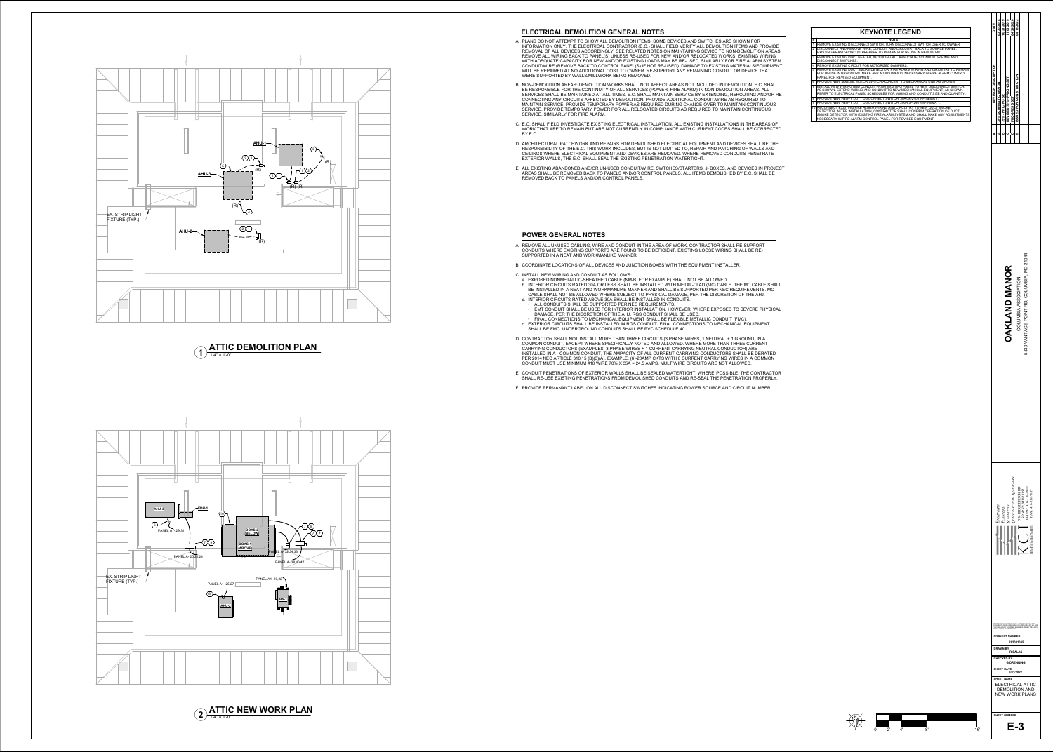## ELECTRICAL DEMOLITION GENERAL NOTES

A. PLANS DO NOT ATTEMPT TO SHOW ALL DEMOLITION ITEMS. SOME DEVICES AND SWITCHES ARE SHOWN FOR INFORMATION ONLY. THE ELECTRICAL CONTRACTOR (E.C.) SHALL FIELD VERIFY ALL DEMOLITION ITEMS AND PROVIDE REMOVAL OF ALL DEVICES ACCORDINGLY. SEE RELATED NOTES ON MAINTAINING SEVICE TO NON-DEMOLITION AREAS. REMOVE ALL WIRING BACK TO PANEL(S) UNLESS RE-USED FOR NEW AND/OR RELOCATED WORKS. EXISTING WIRING WITH ADEQUATE CAPACITY FOR NEW AND/OR EXISTING LOADS MAY BE RE-USED. SIMILARLY FOR FIRE ALARM SYSTEM CONDUIT/WIRE (REMOVE BACK TO CONTROL PANEL(S) IF NOT RE-USED). DAMAGE TO EXISTING MATERIALS/EQUIPMENT WILL BE REPAIRED AT NO ADDITIONAL COST TO OWNER. RE-SUPPORT ANY REMAINING CONDUIT OR DEVICE THAT WERE SUPPORTED BY WALLS/MILLWORK BEING REMOVED.

B. NON-DEMOLITION AREAS: DEMOLITION WORKS SHALL NOT AFFECT AREAS NOT INCLUDED IN DEMOLITION. E.C. SHALL BE RESPONSIBLE FOR THE CONTINUITY OF ALL SERVICES (POWER, FIRE ALARM) IN NON-DEMOLITION AREAS. ALL SERVICES SHALL BE MAINTAINED AT ALL TIMES. E.C. SHALL MAINTAIN SERVICE BY EXTENDING, REROUTING AND/OR RE-CONNECTING ANY CIRCUITS AFFECTED BY DEMOLITION. PROVIDE ADDITIONAL CONDUIT/WIRE AS REQUIRED TO MAINTAIN SERVICE. PROVIDE TEMPORARY POWER AS REQUIRED DURING CHANGE-OVER TO MAINTAIN CONTINUOUS SERVICE. PROVIDE TEMPORARY POWER FOR ALL RELOCATED CIRCUITS AS REQUIRED TO MAINTAIN CONTINUOUS SERVICE. SIMILARLY FOR FIRE ALARM.

C. E.C. SHALL FIELD INVESTIGATE EXISTING ELECTRICAL INSTALLATION. ALL EXISTING INSTALLATIONS IN THE AREAS OF WORK THAT ARE TO REMAIN BUT ARE NOT CURRENTLY IN COMPLIANCE WITH CURRENT CODES SHALL BE CORRECTED BY E.C.

D. ARCHITECTURAL PATCHWORK AND REPAIRS FOR DEMOLISHED ELECTRICAL EQUIPMENT AND DEVICES SHALL BE THE RESPONSIBILITY OF THE E.C. THIS WORK INCLUDES, BUT IS NOT LIMITED TO, REPAIR AND PATCHING OF WALLS AND CEILINGS WHERE ELECTRICAL EQUIPMENT AND DEVICES ARE REMOVED. WHERE REMOVED CONDUITS PENETRATE EXTERIOR WALLS, THE E.C. SHALL SEAL THE EXISTING PENETRATION WATERTIGHT.

E. ALL EXISTING ABANDONED AND/OR UN-USED CONDUIT/WIRE, SWTCHES/STARTERS, J- BOXES, AND DEVICES IN PROJECT AREAS SHALL BE REMOVED BACK TO PANELS AND/OR CONTROL PANELS. ALL ITEMS DEMOLISHED BY E.C. SHALL BE REMOVED BACK TO PANELS AND/OR CONTROL PANELS.

## POWER GENERAL NOTES

A. REMOVE ALL UNUSED CABLING, WIRE AND CONDUIT IN THE AREA OF WORK. CONTRACTOR SHALL RE-SUPPORT CONDUITS WHERE EXISTING SUPPORTS ARE FOUND TO BE DEFICIENT. EXISTING LOOSE WIRING SHALL BE RE-SUPPORTED IN A NEAT AND WORKMANLIKE MANNER.

B. COORDINATE LOCATIONS OF ALL DEVICES AND JUNCTION BOXES WITH THE EQUIPMENT INSTALLER.

C. INSTALL NEW WIRING AND CONDUIT AS FOLLOWS:
   a. EXPOSED NONMETALLIC-SHEATHED CABLE (NM-B, FOR EXAMPLE) SHALL NOT BE ALLOWED.
   b. INTERIOR CIRCUITS RATED 30A OR LESS SHALL BE INSTALLED WITH METAL-CLAD (MC) CABLE. THE MC CABLE SHALL BE INSTALLED IN A NEAT AND WORKMANLIKE MANNER AND SHALL BE SUPPORTED PER NEC REQUIREMENTS. MC CABLE SHALL NOT BE ALLOWED WHERE SUBJECT TO PHYSICAL DAMAGE, PER THE DISCRETION OF THE AHJ.
   c. INTERIOR CIRCUITS RATED ABOVE 30A SHALL BE INSTALLED IN CONDUITS.
      - ALL CONDUITS SHALL BE SUPPORTED PER NEC REQUIREMENTS.
      - EMT CONDUIT SHALL BE USED FOR INTERIOR INSTALLATION. HOWEVER, WHERE EXPOSED TO SEVERE PHYSICAL DAMAGE, PER THE DISCRETION OF THE AHJ, RGS CONDUIT SHALL BE USED.
      - FINAL CONNECTIONS TO MECHANICAL EQUIPMENT SHALL BE FLEXIBLE METALLIC CONDUIT (FMC).
   d. EXTERIOR CIRCUITS SHALL BE INSTALLED IN RGS CONDUIT. FINAL CONNECTIONS TO MECHANICAL EQUIPMENT SHALL BE FMC. UNDERGROUND CONDUITS SHALL BE PVC SCHEDULE 40.

D. CONTRACTOR SHALL NOT INSTALL MORE THAN THREE CIRCUITS (3 PHASE WIRES, 1 NEUTRAL + 1 GROUND) IN A COMMON CONDUIT, EXCEPT WHERE SPECIFICALLY NOTED AND ALLOWED. WHERE MORE THAN THREE CURRENT CARRYING CONDUCTORS (EXAMPLES: 3 PHASE WIRES + 1 CURRENT CARRYING NEUTRAL CONDUCTOR) ARE INSTALLED IN A COMMON CONDUIT, THE AMPACITY OF ALL CURRENT-CARRYING CONDUCTORS SHALL BE DERATED PER 2014 NEC ARTICLE 310.15 (B)(3)(A). EXAMPLE: (6)-20AMP CKTS WITH 8 CURRENT CARRYING WIRES IN A COMMON CONDUIT MUST USE MINIMUM #10 WIRE 70% X 35A = 24.5 AMPS. MULTIWIRE CIRCUITS ARE NOT ALLOWED.

E. CONDUIT PENETRATIONS OF EXTERIOR WALLS SHALL BE SEALED WATERTIGHT. WHERE POSSIBLE, THE CONTRACTOR SHALL RE-USE EXISTING PENETRATIONS FROM DEMOLISHED CONDUITS AND RE-SEAL THE PENETRATION PROPERLY.

F. PROVIDE PERMANANT LABEL ON ALL DISCONNECT SWITCHES INDICATING POWER SOURCE AND CIRCUIT NUMBER.

## KEYNOTE LEGEND

| # | NOTE |
|---|---|
| 1 | REMOVE EXISTING DISCONNECT SWITCH. TURN DISCONNECT SWITCH OVER TO OWNER. |
| 2 | DISCONNECT AND REMOVE WIRE, CONDUIT AND CIRCUITRY BACK TO SOURCE PANEL. EXISTING BRANCH CIRCUIT BREAKER TO REMAIN FOR REUSE IN NEW WORK. |
| 3 | REMOVE EXISTING DUCT HEATER, INCLUDING ALL ASSOCIATED CONDUIT, WIRING AND DISCONNECT SWITCHES. |
| 4 | REMOVE EXISTING CIRCUIT FOR MOTORIZED DAMPERS. |
| 5 | REMOVE EXISTING DUCT SMOKE DETECTOR. FIRE ALARM WIRING AND CIRCUITRY TO REMAIN FOR REUSE IN NEW WORK. MAKE ANY ADJUSTMENTS NECESSARY IN FIRE ALARM CONTROL PANEL FOR REVISED EQUIPMENT. |
| 6 | PROVIDE NEW MANUAL MOTOR SWITCH ADJACENT TO MECHANICAL UNIT AS SHOWN. |
| 7 | INSTALL NEW WIRING AND CONDUIT FROM EXISTING PANEL TO NEW DISCONNECT SWITCH, AS SHOWN. EXTEND WIRING AND CONDUIT TO NEW MECHANICAL EQUIPMENT, AS SHOWN. REFER TO ELECTRICAL PANEL SCHEDULES FOR WIRING AND CONDUIT SIZE AND QUANTITY. |
| 8 | PROVIDE NEW HEAVY DUTY DISCONNECT SWITCH, 30A/3P/240V/NEMA 1. |
| 9 | PROVIDE NEW HEAVY DUTY DISCONNECT SWITCH, 30A/2P/240V/NEMA 1. |
| 10 | RECONNECT EXISTING FIRE ALARM WIRING AND CIRCUITRY TO NEW DUCT SMOKE DETECTOR. AFTER INSTALLATION, CONTRACTOR SHALL CONFIRM OPERATION OF DUCT SMOKE DETECTOR WITH EXISTING FIRE ALARM SYSTEM AND SHALL MAKE ANY ADJUSTMENTS NECESSARY IN FIRE ALARM CONTROL PANEL FOR REVISED EQUIPMENT. |

## 1 ATTIC DEMOLITION PLAN
1/4" = 1'-0"

AHU-1, AHU-2, AHU-3, EX. STRIP LIGHT FIXTURE (TYP.), (R)

## 2 ATTIC NEW WORK PLAN
1/4" = 1'-0"

AHU-1, AHU-2, EDH-1, DOAS-2 (BELOW), DOAS-1 (ABOVE), EX. STRIP LIGHT FIXTURE (TYP.), PANEL A1- 29,31, PANEL A- 20,22,24, PANEL A- 32,34,36, PANEL A- 38,40,42, PANEL A1- 20,22, PANEL A1- 25,27

| # | REVISION DESCRIPTION | DATE |
|---|---|---|
| A | 30% SCHEMATIC DESIGN | 5.8.2019 |
| B | 100% CD | 9.4.2019 |
| C | REVISED 95% - PRICING SET | 11.6.2019 |
| C | PERMIT SET | 2.4.2022 |
| D | ISSUED FOR CONSTRUCTION | 5.4.2022 |

**OAKLAND MANOR**
COLUMBIA ASSOCIATION
5430 VANTAGE POINT RD, COLUMBIA, MD 21044

KCI — ENGINEERS, PLANNERS, SCIENTISTS, CONSTRUCTION MANAGERS

PROJECT NUMBER: 292001045
DRAWN BY: R.SALAS
CHECKED BY: S.DRENNING
SHEET DATE: 3/11/2022
SHEET NAME: ELECTRICAL ATTIC DEMOLITION AND NEW WORK PLANS
SHEET NUMBER: **E-3**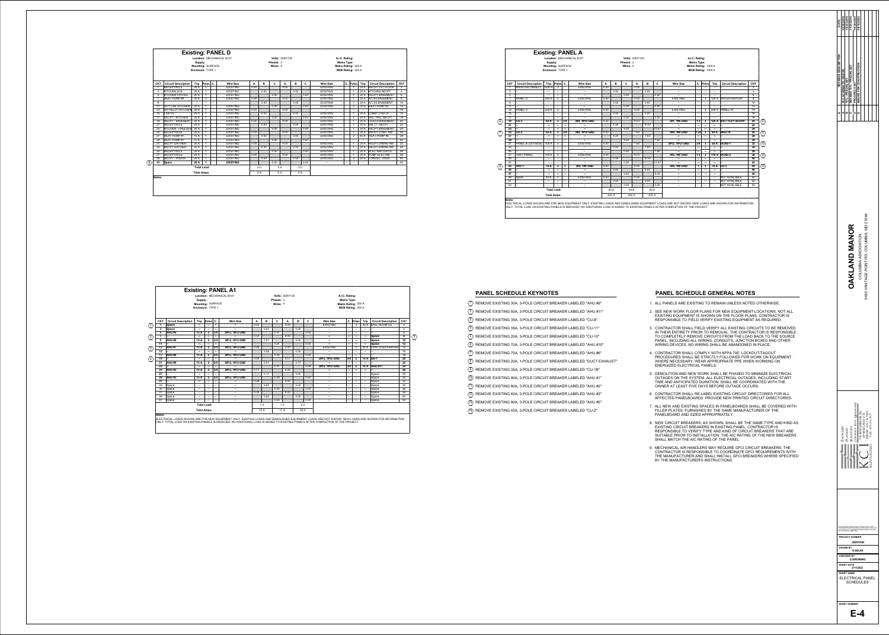# Existing: PANEL D

Location: MECHANICAL B107
Supply:
Mounting: SURFACE
Enclosure: TYPE 1

Volts: 208Y/120
Phases: 3
Wires: 4

A.I.C. Rating:
Mains Type:
Mains Rating: 225 A
MCB Rating: 225 A

| CKT | Circuit Description | Trip | Poles | C. | Wire Size | A | B | C | A | B | C | Wire Size | C. | Poles | Trip | Circuit Description | CKT |
|---|---|---|---|---|---|---|---|---|---|---|---|---|---|---|---|---|---|
| 1 | RECEPTACLE | 20 A | 1 | | EXISTING | 0.00 | | | 0.00 | | | EXISTING | | 1 | 20 A | RECEPT 1ST FLOOR | 2 |
| 3 | KITCHEN ICE... | 20 A | 1 | | EXISTING | | 0.00 | | | 0.00 | | EXISTING | | 1 | 20 A | KITCHEN RECPT | 4 |
| 5 | KITCHEN OUTFRIG | 20 A | 1 | | EXISTING | | | 0.00 | | | 0.00 | EXISTING | | 1 | 20 A | RECPT BASEMENT | 6 |
| 7 | HEAT PUMP #9 | 20 A | 2 | | EXISTING | 0.00 | | | 0.00 | | | EXISTING | | 1 | 20 A | A/C #9 BASEMENT | 8 |
| 9 | -- | | | | -- | | 0.00 | | | 0.00 | | EXISTING | | 1 | 20 A | A/C #8 BASEMENT | 10 |
| 11 | HOT CAB. KITCHEN | 20 A | 1 | | EXISTING | | | 0.00 | | | 0.00 | EXISTING | | 2 | 20 A | HEAT PUMP #8 | 12 |
| 13 | DRY RECPT KITCHEN | 20 A | 1 | | EXISTING | 0.00 | | | 0.00 | | | -- | | -- | -- | -- | 14 |
| 15 | LIGHTS | 20 A | 1 | | EXISTING | | 0.00 | | | 0.00 | | EXISTING | | 1 | 20 A | CLOSET LIGHTS | 16 |
| 17 | RECPT - KITCHEN | 20 A | 1 | | EXISTING | | | 0.00 | | | 0.00 | EXISTING | | 1 | 20 A | SEC. PNL. RECPT | 18 |
| 19 | RECPT - BASEMENT | 20 A | 1 | | EXISTING | 0.00 | | | 0.00 | | | EXISTING | | 1 | 20 A | LIGHTS BASEMENT | 20 |
| 21 | RECEPTACLE | 20 A | 1 | | EXISTING | | 0.00 | | | 0.00 | | EXISTING | | 1 | 20 A | MIX CT. RECPT | 22 |
| 23 | KITCHEN - FREEZER | 20 A | 1 | | EXISTING | | | 0.00 | | | 0.00 | EXISTING | | 1 | 20 A | RECPT BASEMENT | 24 |
| 25 | RECEPTACLE | 20 A | 1 | | EXISTING | 0.00 | | | 0.00 | | | EXISTING | | 1 | 20 A | RECPT CONF. RM | 26 |
| 27 | HEAT PUMP #7 | 15 A | 1 | | EXISTING | | 0.00 | | | 0.00 | | EXISTING | | 2 | 40 A | HEAT PUMP #6 | 28 |
| 29 | HEAT PUMP #7 | 15 A | 1 | | EXISTING | | | 0.00 | | | 0.00 | -- | -- | -- | -- | -- | 30 |
| 31 | RECPT GATHER | 20 A | 1 | | EXISTING | 0.00 | | | 0.00 | | | EXISTING | | 1 | 20 A | RECPT DINING RM | 32 |
| 33 | RECPT GATHER | 20 A | 1 | | EXISTING | | 0.00 | | | 0.00 | | EXISTING | | 1 | 20 A | RECPT DINING RM | 34 |
| 35 | RECEPTACLE | 20 A | 1 | | EXISTING | | | 0.00 | | | 0.00 | EXISTING | | 1 | 20 A | ELEC RM LIGHTS | 36 |
| 37 | RECEPTACLE | 20 A | 1 | | EXISTING | 0.00 | | | 0.00 | | | EXISTING | | 1 | 20 A | PUMP ELEC RM | 38 |
| 39 | RECPT - PORCH | 20 A | 1 | | EXISTING | | 0.00 | | | 0.00 | | EXISTING | | 2 | 60 A | CONVEC. OVEN | 40 |
| 41 (8) | Spare | 20 A | 1 | | EXISTING | | | 0.00 | | | 0.00 | -- | -- | -- | -- | -- | 42 |
| | | Total Load: | | | | 0.0 | | 0.0 | | 0.0 | | | | | | | |
| | | Total Amps: | | | | 0 A | | 0 A | | 0 A | | | | | | | |

Notes:

# Existing: PANEL A1

Location: MECHANICAL B107
Supply:
Mounting: SURFACE
Enclosure: TYPE 1

Volts: 208Y/120
Phases: 3
Wires: 4

A.I.C. Rating:
Mains Type:
Mains Rating: 200 A
MCB Rating: 200 A

| CKT | Circuit Description | Trip | Poles | C. | Wire Size | A | B | C | A | B | C | Wire Size | C. | Poles | Trip | Circuit Description | CKT |
|---|---|---|---|---|---|---|---|---|---|---|---|---|---|---|---|---|---|
| (1) 1 | Space | -- | -- | -- | -- | 0.00 | | | 0.00 | | | EXISTING | | 3 | 30 A | MAIL ROOM CU | 2 |
| 3 | Space | -- | -- | -- | -- | | 0.00 | | | 0.00 | | -- | -- | -- | -- | -- | 4 |
| 5 | AHU #5 | 15 A | 2 | 2/4 | 2#12, 1#12 GND | | | 0.51 | | | 0.00 | -- | -- | -- | -- | -- | 6 |
| (2) 7 | -- | -- | -- | -- | -- | 0.51 | | | 0.00 | | | -- | -- | -- | -- | Space | 8 (5) |
| 9 | AHU #6 | 15 A | 2 | 2/4 | 2#12, 1#12 GND | | 0.51 | | | 0.00 | | -- | -- | -- | -- | Space | 10 |
| 11 | -- | -- | -- | -- | -- | | | 0.51 | | | 0.00 | -- | -- | -- | -- | Space | 12 |
| (3) 13 | AHU #7 | 15 A | 2 | 2/4 | 2#12, 1#12 GND | 0.08 | | | 0.00 | | | EXISTING | | 3 | 30 A | PRINT SHEP HEATER | 14 |
| 15 | -- | -- | -- | -- | -- | | 0.08 | | | 0.00 | | -- | -- | -- | -- | -- | 16 |
| 17 | AHU #8 | 15 A | 2 | 2/4 | 2#12, 1#12 GND | | | 0.44 | | | 0.00 | -- | -- | -- | -- | -- | 18 |
| (4) 19 | -- | -- | -- | -- | -- | 0.08 | | | 0.07 | | | 2#12, 1#12 GND | 2/4 | 2 | 15 A | AS-1 | 20 |
| 21 | AHU #9 | 15 A | 2 | 2/4 | 2#12, 1#12 GND | | 0.51 | | | 0.07 | | -- | -- | -- | -- | -- | 22 |
| 23 | -- | -- | -- | -- | -- | | | 0.51 | | | 1.29 | 2#12, 1#12 GND | 2/4 | 2 | 15 A | AHU #11 | 24 |
| 25 | AHU #10 | 15 A | 2 | 2/4 | 2#12, 1#12 GND | 0.17 | | | 1.29 | | | -- | -- | -- | -- | -- | 26 |
| 27 | -- | -- | -- | -- | -- | | 0.17 | | | 0.00 | | -- | -- | -- | -- | Space | 28 |
| 29 | AHU #3 | 15 A | 2 | 2/4 | 2#12, 1#12 GND | | | 0.29 | | | 0.00 | -- | -- | -- | -- | Space | 30 |
| 31 | -- | -- | -- | -- | -- | 0.29 | | | 0.00 | | | -- | -- | -- | -- | Space | 32 |
| 33 | Space | -- | -- | -- | -- | | 0.00 | | | 0.00 | | -- | -- | -- | -- | Space | 34 |
| 35 | Space | -- | -- | -- | -- | | | 0.00 | | | 0.00 | -- | -- | -- | -- | Space | 36 |
| 37 | Space | -- | -- | -- | -- | 0.00 | | | 0.00 | | | -- | -- | -- | -- | Space | 38 |
| 39 | Space | -- | -- | -- | -- | | 0.00 | | | 0.00 | | -- | -- | -- | -- | Space | 40 |
| 41 | Space | -- | -- | -- | -- | | | 0.00 | | | 0.00 | -- | -- | -- | -- | Space | 42 |
| | | Total Load: | | | | 1.4 | | 1.3 | | 2.2 | | | | | | | |
| | | Total Amps: | | | | 12 A | | 11 A | | 18 A | | | | | | | |

Notes:
ELECTRICAL LOADS SHOWN ARE FOR NEW EQUIPMENT ONLY. EXISTING LOADS AND DEMOLISHED EQUIPMENT LOADS ARE NOT SHOWN. NEW LOADS ARE SHOWN FOR INFORMATION ONLY. TOTAL LOAD ON EXISTING PANELS IS REDUCED; NO ADDITIONAL LOAD IS ADDED TO EXISTING PANELS AFTER COMPLETION OF THE PROJECT.

# Existing: PANEL A

Location: MECHANICAL B107
Supply:
Mounting: SURFACE
Enclosure: TYPE 1

Volts: 208Y/120
Phases: 3
Wires: 4

A.I.C. Rating:
Mains Type:
Mains Rating: 1200 A
MCB Rating: 1000 A

| CKT | Circuit Description | Trip | Poles | C. | Wire Size | A | B | C | A | B | C | Wire Size | C. | Poles | Trip | Circuit Description | CKT |
|---|---|---|---|---|---|---|---|---|---|---|---|---|---|---|---|---|---|
| 1 | MAIN DISCONNECT | 1000 A | 3 | | EXISTING | 0.00 | | | 0.00 | | | -- | -- | -- | -- | -- | 2 |
| 3 | -- | -- | -- | -- | -- | | 0.00 | | | 0.00 | | -- | -- | -- | -- | -- | 4 |
| 5 | -- | -- | -- | -- | -- | | | 0.00 | | | 0.00 | -- | -- | -- | -- | -- | 6 |
| 7 | PANEL D | 225 A | 3 | | EXISTING | 0.00 | | | 0.00 | | | EXISTING | | 3 | 125 A | WATER HEATER | 8 |
| 9 | -- | -- | -- | -- | -- | | 0.00 | | | 0.00 | | -- | -- | -- | -- | -- | 10 |
| 11 | -- | -- | -- | -- | -- | | | 0.00 | | | 0.00 | -- | -- | -- | -- | -- | 12 |
| 13 | PANEL C | 225 A | 3 | | EXISTING | 0.00 | | | 0.00 | | | EXISTING | | 3 | 200 A | PANEL A1 | 14 |
| 15 | -- | -- | -- | -- | -- | | 0.00 | | | 0.00 | | -- | -- | -- | -- | -- | 16 |
| 17 | -- | -- | -- | -- | -- | | | 0.00 | | | 0.00 | -- | -- | -- | -- | -- | 18 |
| (6) 19 | CU-3 | 50 A | 3 | 3/4 | 3#8, 1#10 GND | 4.27 | | | 10.67 | | | 3#1, 1#6 GND | 1.5 | 3 | 125 A | BSMT DUCT HEATER | 20 (10) |
| 21 | -- | -- | -- | -- | -- | | 4.28 | | | 10.67 | | -- | -- | -- | -- | -- | 22 |
| 23 | -- | -- | -- | -- | -- | | | 4.28 | | | 10.67 | -- | -- | -- | -- | -- | 24 |
| (7) 25 | CU-2 | 50 A | 3 | 3/4 | 3#8, 1#10 GND | 4.27 | | | 7.83 | | | 3#4, 1#8 GND | 1.25 | 3 | 80 A | AHU-1S | 26 (11) |
| 27 | -- | -- | -- | -- | -- | | 4.28 | | | 7.83 | | -- | -- | -- | -- | -- | 28 |
| 29 | -- | -- | -- | -- | -- | | | 4.28 | | | 7.83 | -- | -- | -- | -- | -- | 30 |
| 31 | PANEL B (OUTSIDE) | 100 A | 3 | | EXISTING | 0.00 | | | 7.83 | | | 3#10, 1#10 GND | 3/4 | 3 | 20 A | AHU-1 | 32 (12) |
| 33 | -- | -- | -- | -- | -- | | 0.00 | | | 7.83 | | -- | -- | -- | -- | -- | 34 |
| 35 | -- | -- | -- | -- | -- | | | 0.00 | | | 7.83 | -- | -- | -- | -- | -- | 36 |
| 37 | NEW PANEL | 100 A | 3 | | EXISTING | 0.00 | | | 10.47 | | | 3#2, 1#6 GND | 1.5 | 3 | 110 A | AHU-2 | 38 (13) |
| 39 | -- | -- | -- | -- | -- | | 0.00 | | | 10.47 | | -- | -- | -- | -- | -- | 40 |
| 41 | -- | -- | -- | -- | -- | | | 0.00 | | | 10.47 | -- | -- | -- | -- | -- | 42 |
| (9) 43 | VRV-1 | 70 A | 3 | 1 | 3#4, 1#8 GND | 5.67 | | | 6.00 | | | 3#4, 1#8 GND | 1 | 3 | 70 A | CU-1 | 44 (14) |
| 45 | -- | -- | -- | -- | -- | | 5.66 | | | 6.00 | | -- | -- | -- | -- | -- | 46 |
| 47 | -- | -- | -- | -- | -- | | | 5.66 | | | 6.00 | -- | -- | -- | -- | -- | 48 |
| 49 | Spare | 50 A | 3 | | EXISTING | 0.00 | | | 0.00 | | | -- | -- | -- | -- | NOT AVAILABLE | 50 |
| 51 | -- | -- | -- | -- | -- | | 0.00 | | | 0.00 | | -- | -- | -- | -- | NOT AVAILABLE | 52 |
| 53 | -- | -- | -- | -- | -- | | | 0.00 | | | 0.00 | -- | -- | -- | -- | NOT AVAILABLE | 54 |
| | | Total Load: | | | | 50.6 | | 50.6 | | 50.6 | | | | | | | |
| | | Total Amps: | | | | 422 A | | 422 A | | 422 A | | | | | | | |

Notes:
ELECTRICAL LOADS SHOWN ARE FOR NEW EQUIPMENT ONLY. EXISTING LOADS AND DEMOLISHED EQUIPMENT LOADS ARE NOT SHOWN. NEW LOADS ARE SHOWN FOR INFORMATION ONLY. TOTAL LOAD ON EXISTING PANELS IS REDUCED; NO ADDITIONAL LOAD IS ADDED TO EXISTING PANELS AFTER COMPLETION OF THE PROJECT.

## PANEL SCHEDULE KEYNOTES

1. REMOVE EXISTING 30A, 3-POLE CIRCUIT BREAKER LABELED "AHU #9"
2. REMOVE EXISTING 50A, 3-POLE CIRCUIT BREAKER LABELED "AHU #11"
3. REMOVE EXISTING 35A, 3-POLE CIRCUIT BREAKER LABELED "CU-9"
4. REMOVE EXISTING 35A, 3-POLE CIRCUIT BREAKER LABELED "CU-11"
5. REMOVE EXISTING 20A, 3-POLE CIRCUIT BREAKER LABELED "CU-10"
6. REMOVE EXISTING 70A, 3-POLE CIRCUIT BREAKER LABELED "AHU #10"
7. REMOVE EXISTING 70A, 3-POLE CIRCUIT BREAKER LABELED "AHU #8"
8. REMOVE EXISTING 20A, 1-POLE CIRCUIT BREAKER LABELED "DUCT EXHAUST"
9. REMOVE EXISTING 35A, 3-POLE CIRCUIT BREAKER LABELED "CU-1B"
10. REMOVE EXISTING 90A, 3-POLE CIRCUIT BREAKER LABELED "AHU #1"
11. REMOVE EXISTING 80A, 3-POLE CIRCUIT BREAKER LABELED "AHU #2"
12. REMOVE EXISTING 60A, 3-POLE CIRCUIT BREAKER LABELED "AHU #3"
13. REMOVE EXISTING 90A, 3-POLE CIRCUIT BREAKER LABELED "AHU #5"
14. REMOVE EXISTING 45A, 3-POLE CIRCUIT BREAKER LABELED "CU-2"

## PANEL SCHEDULE GENERAL NOTES

1. ALL PANELS ARE EXISTING TO REMAIN UNLESS NOTED OTHERWISE.
2. SEE NEW WORK FLOOR PLANS FOR NEW EQUIPMENT LOCATIONS. NOT ALL EXISTING EQUIPMENT IS SHOWN ON THE FLOOR PLANS. CONTRACTOR IS RESPONSIBLE TO FIELD VERIFY EXISTING EQUIPMENT AS REQUIRED.
3. CONTRACTOR SHALL FIELD VERIFY ALL EXISTING CIRCUITS TO BE REMOVED IN THEIR ENTIRETY PRIOR TO REMOVAL. THE CONTRACTOR IS RESPONSIBLE TO COMPLETELY REMOVE CIRCUITS FROM THE LOAD BACK TO THE SOURCE PANEL, INCLUDING ALL WIRING, CONDUITS, JUNCTION BOXES AND OTHER WIRING DEVICES. NO WIRING SHALL BE ABANDONED IN PLACE.
4. CONTRACTOR SHALL COMPLY WITH NFPA 70E. LOCKOUT/TAGOUT PROCEDURES SHALL BE STRICTLY FOLLOWED FOR WORK ON EQUIPMENT. WHERE NECESSARY, WEAR APPROPRIATE PPE WHEN WORKING ON ENERGIZED ELECTRICAL PANELS.
5. DEMOLITION AND NEW WORK SHALL BE PHASED TO MINIMIZE ELECTRICAL OUTAGES ON THE SYSTEM. ALL ELECTRICAL OUTAGES, INCLUDING START TIME AND ANTICIPATED DURATION, SHALL BE COORDINATED WITH THE OWNER AT LEAST FIVE DAYS BEFORE OUTAGE OCCURS.
6. CONTRACTOR SHALL RE-LABEL EXISTING CIRCUIT DIRECTORIES FOR ALL AFFECTED PANELBOARDS. PROVIDE NEW PRINTED CIRCUIT DIRECTORIES.
7. ALL NEW AND EXISTING SPACES IN PANELBOARDS SHALL BE COVERED WITH FILLER PLATES, FURNISHED BY THE SAME MANUFACTURER OF THE PANELBOARD AND SIZED APPROPRIATELY.
8. NEW CIRCUIT BREAKERS, AS SHOWN, SHALL BE THE SAME TYPE AND KIND AS EXISTING CIRCUIT BREAKERS IN EXISTING PANEL. CONTRACTOR IS RESPONSIBLE TO VERIFY TYPE AND KIND OF CIRCUIT BREAKERS THAT ARE SUITABLE PRIOR TO INSTALLATION. THE AIC RATING OF THE NEW BREAKERS SHALL MATCH THE AIC RATING OF THE PANEL.
9. MECHANICAL AIR HANDLERS MAY REQUIRE GFCI CIRCUIT BREAKERS. THE CONTRACTOR IS RESPONSIBLE TO COORDINATE GFCI REQUIREMENTS WITH THE MANUFACTURER AND SHALL INSTALL GFCI BREAKERS WHERE SPECIFIED BY THE MANUFACTURER'S INSTRUCTIONS.

**OAKLAND MANOR**
COLUMBIA ASSOCIATION
5430 VANTAGE POINT RD, COLUMBIA, MD 21044

KCI
ENGINEERS · PLANNERS · SCIENTISTS · CONSTRUCTION MANAGERS

PROJECT NUMBER: 202001065
DRAWN BY: R.SALAS
CHECKED BY: G.DRENNING
SHEET DATE: 3/11/2022
SHEET NAME: ELECTRICAL PANEL SCHEDULES
SHEET NUMBER: E-4